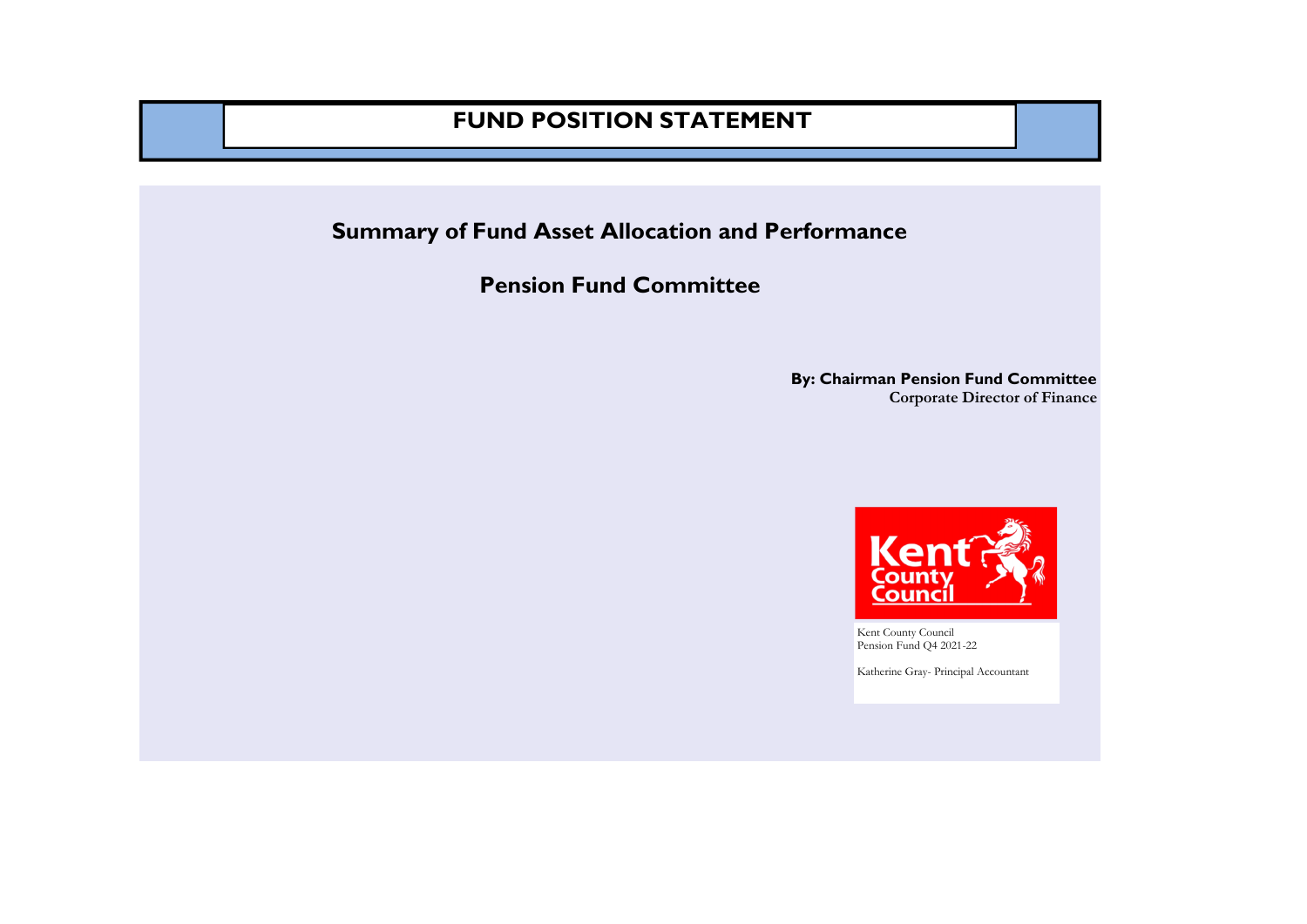# FUND POSITION STATEMENT

## Summary of Fund Asset Allocation and Performance

## Pension Fund Committee

**By: Chairman Pension Fund Committee**
**Corporate Director of Finance**

Kent County Council
Pension Fund Q4 2021-22

Katherine Gray- Principal Accountant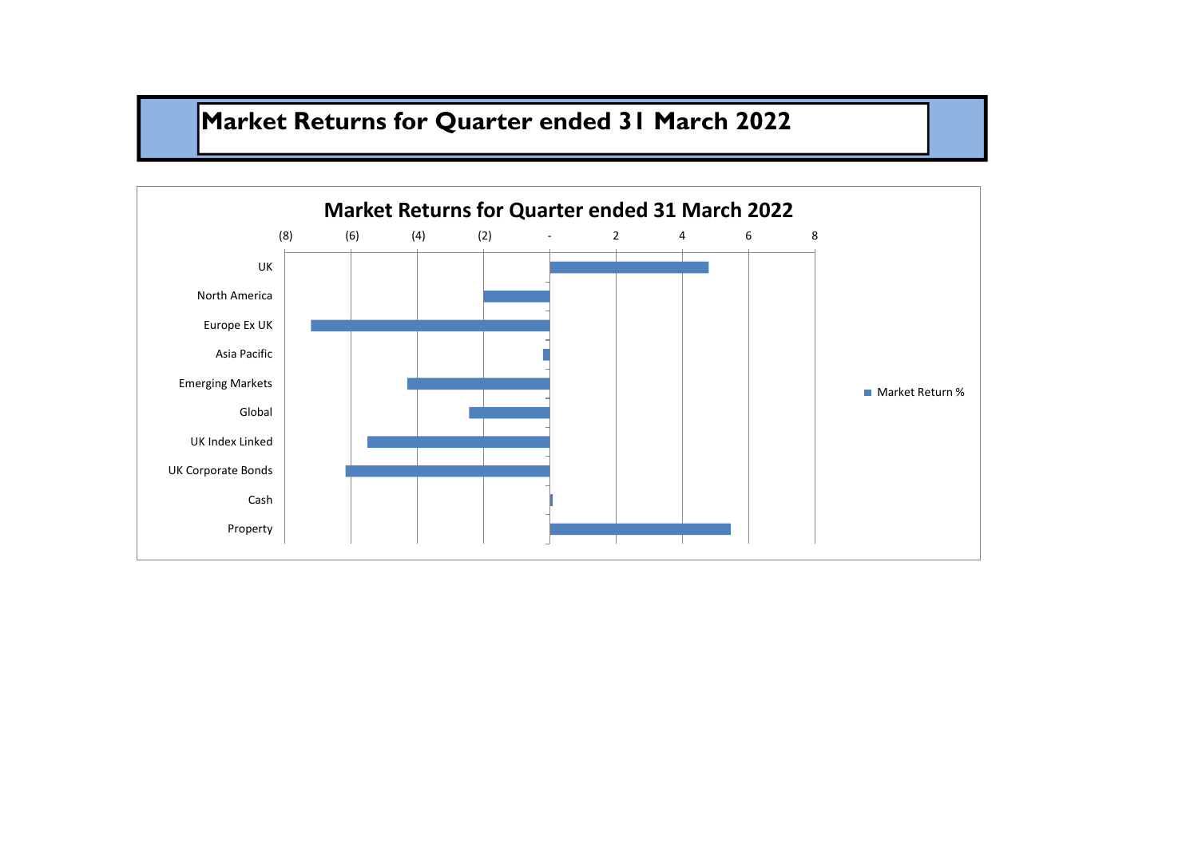# Market Returns for Quarter ended 31 March 2022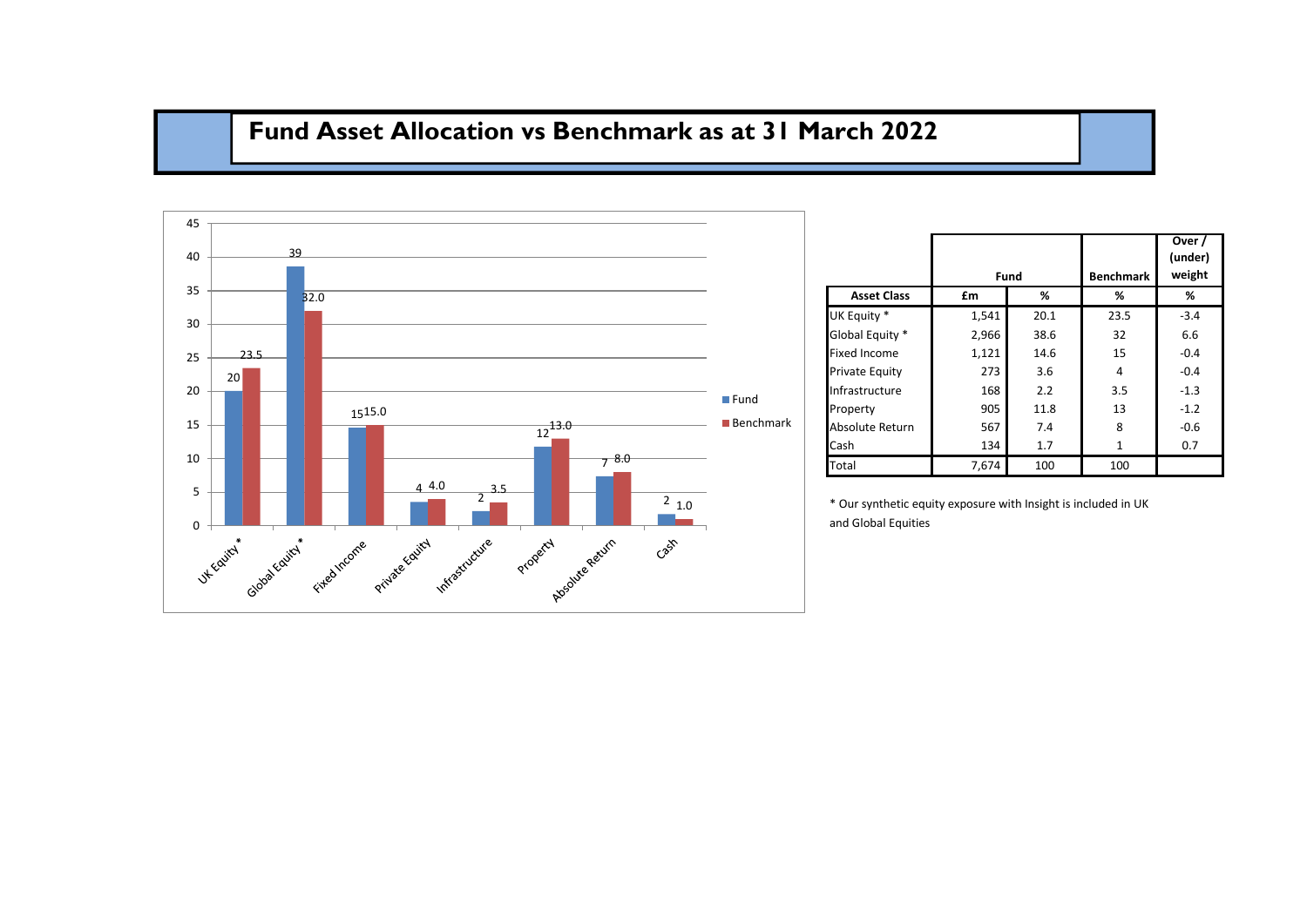# Fund Asset Allocation vs Benchmark as at 31 March 2022

|  | Fund | | Benchmark | Over / (under) weight |
|---|---|---|---|---|
| **Asset Class** | **£m** | **%** | **%** | **%** |
| UK Equity * | 1,541 | 20.1 | 23.5 | -3.4 |
| Global Equity * | 2,966 | 38.6 | 32 | 6.6 |
| Fixed Income | 1,121 | 14.6 | 15 | -0.4 |
| Private Equity | 273 | 3.6 | 4 | -0.4 |
| Infrastructure | 168 | 2.2 | 3.5 | -1.3 |
| Property | 905 | 11.8 | 13 | -1.2 |
| Absolute Return | 567 | 7.4 | 8 | -0.6 |
| Cash | 134 | 1.7 | 1 | 0.7 |
| Total | 7,674 | 100 | 100 | |

\* Our synthetic equity exposure with Insight is included in UK and Global Equities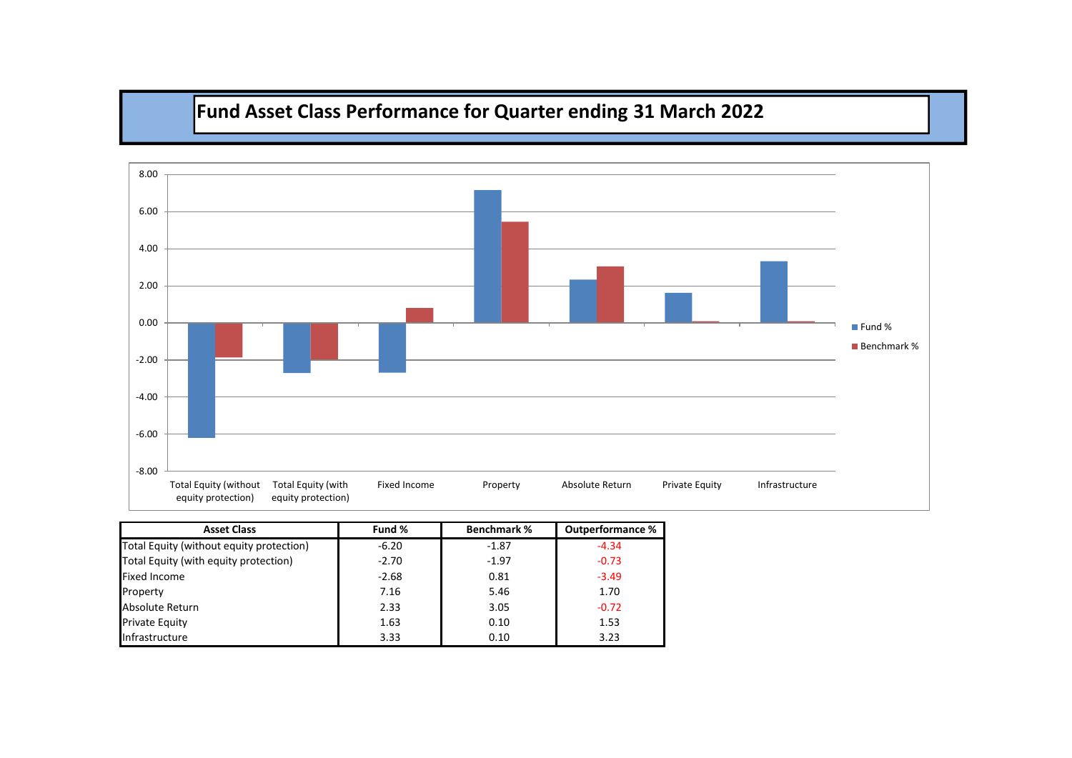# Fund Asset Class Performance for Quarter ending 31 March 2022

| Asset Class | Fund % | Benchmark % | Outperformance % |
|---|---|---|---|
| Total Equity (without equity protection) | -6.20 | -1.87 | -4.34 |
| Total Equity (with equity protection) | -2.70 | -1.97 | -0.73 |
| Fixed Income | -2.68 | 0.81 | -3.49 |
| Property | 7.16 | 5.46 | 1.70 |
| Absolute Return | 2.33 | 3.05 | -0.72 |
| Private Equity | 1.63 | 0.10 | 1.53 |
| Infrastructure | 3.33 | 0.10 | 3.23 |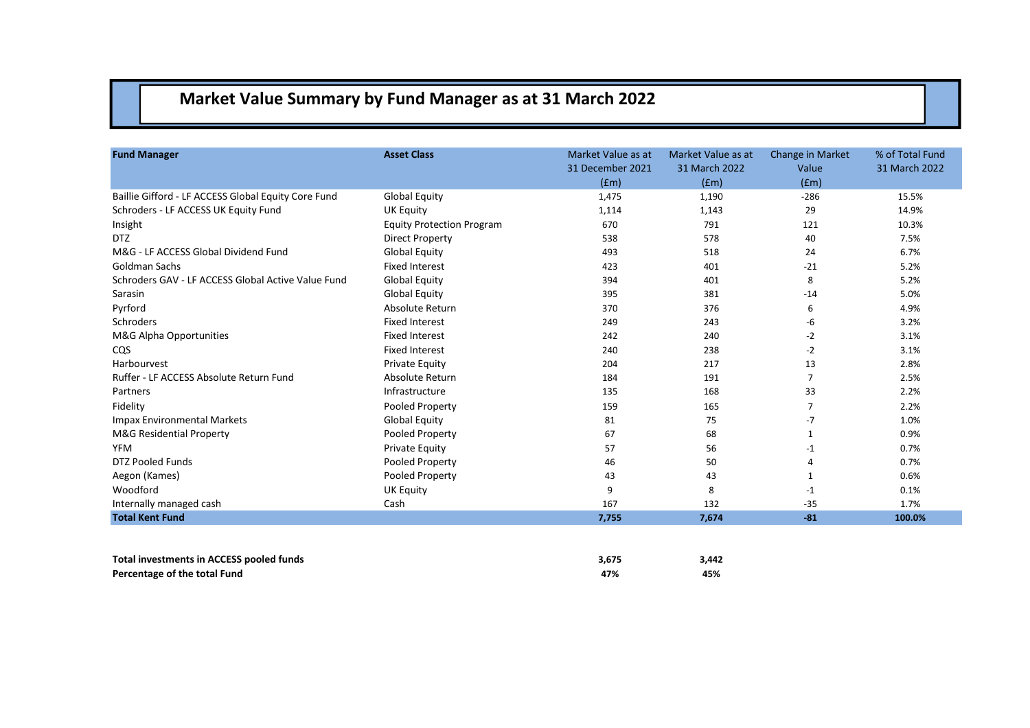# Market Value Summary by Fund Manager as at 31 March 2022

| Fund Manager | Asset Class | Market Value as at 31 December 2021 (£m) | Market Value as at 31 March 2022 (£m) | Change in Market Value (£m) | % of Total Fund 31 March 2022 |
|---|---|---|---|---|---|
| Baillie Gifford - LF ACCESS Global Equity Core Fund | Global Equity | 1,475 | 1,190 | -286 | 15.5% |
| Schroders - LF ACCESS UK Equity Fund | UK Equity | 1,114 | 1,143 | 29 | 14.9% |
| Insight | Equity Protection Program | 670 | 791 | 121 | 10.3% |
| DTZ | Direct Property | 538 | 578 | 40 | 7.5% |
| M&G - LF ACCESS Global Dividend Fund | Global Equity | 493 | 518 | 24 | 6.7% |
| Goldman Sachs | Fixed Interest | 423 | 401 | -21 | 5.2% |
| Schroders GAV - LF ACCESS Global Active Value Fund | Global Equity | 394 | 401 | 8 | 5.2% |
| Sarasin | Global Equity | 395 | 381 | -14 | 5.0% |
| Pyrford | Absolute Return | 370 | 376 | 6 | 4.9% |
| Schroders | Fixed Interest | 249 | 243 | -6 | 3.2% |
| M&G Alpha Opportunities | Fixed Interest | 242 | 240 | -2 | 3.1% |
| CQS | Fixed Interest | 240 | 238 | -2 | 3.1% |
| Harbourvest | Private Equity | 204 | 217 | 13 | 2.8% |
| Ruffer - LF ACCESS Absolute Return Fund | Absolute Return | 184 | 191 | 7 | 2.5% |
| Partners | Infrastructure | 135 | 168 | 33 | 2.2% |
| Fidelity | Pooled Property | 159 | 165 | 7 | 2.2% |
| Impax Environmental Markets | Global Equity | 81 | 75 | -7 | 1.0% |
| M&G Residential Property | Pooled Property | 67 | 68 | 1 | 0.9% |
| YFM | Private Equity | 57 | 56 | -1 | 0.7% |
| DTZ Pooled Funds | Pooled Property | 46 | 50 | 4 | 0.7% |
| Aegon (Kames) | Pooled Property | 43 | 43 | 1 | 0.6% |
| Woodford | UK Equity | 9 | 8 | -1 | 0.1% |
| Internally managed cash | Cash | 167 | 132 | -35 | 1.7% |
| **Total Kent Fund** | | **7,755** | **7,674** | **-81** | **100.0%** |

| | 31 December 2021 | 31 March 2022 |
|---|---|---|
| **Total investments in ACCESS pooled funds** | **3,675** | **3,442** |
| **Percentage of the total Fund** | **47%** | **45%** |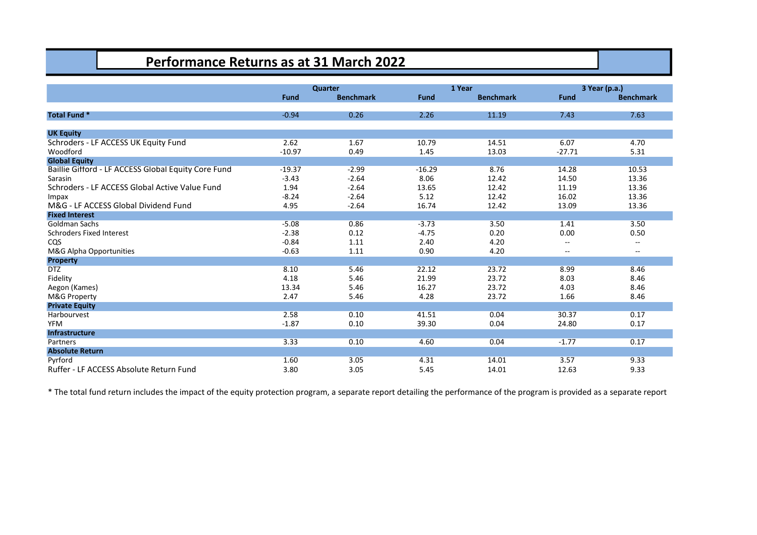# Performance Returns as at 31 March 2022

| | Quarter | | 1 Year | | 3 Year (p.a.) | |
|---|---|---|---|---|---|---|
| | **Fund** | **Benchmark** | **Fund** | **Benchmark** | **Fund** | **Benchmark** |
| **Total Fund *** | -0.94 | 0.26 | 2.26 | 11.19 | 7.43 | 7.63 |
| **UK Equity** | | | | | | |
| Schroders - LF ACCESS UK Equity Fund | 2.62 | 1.67 | 10.79 | 14.51 | 6.07 | 4.70 |
| Woodford | -10.97 | 0.49 | 1.45 | 13.03 | -27.71 | 5.31 |
| **Global Equity** | | | | | | |
| Baillie Gifford - LF ACCESS Global Equity Core Fund | -19.37 | -2.99 | -16.29 | 8.76 | 14.28 | 10.53 |
| Sarasin | -3.43 | -2.64 | 8.06 | 12.42 | 14.50 | 13.36 |
| Schroders - LF ACCESS Global Active Value Fund | 1.94 | -2.64 | 13.65 | 12.42 | 11.19 | 13.36 |
| Impax | -8.24 | -2.64 | 5.12 | 12.42 | 16.02 | 13.36 |
| M&G - LF ACCESS Global Dividend Fund | 4.95 | -2.64 | 16.74 | 12.42 | 13.09 | 13.36 |
| **Fixed Interest** | | | | | | |
| Goldman Sachs | -5.08 | 0.86 | -3.73 | 3.50 | 1.41 | 3.50 |
| Schroders Fixed Interest | -2.38 | 0.12 | -4.75 | 0.20 | 0.00 | 0.50 |
| CQS | -0.84 | 1.11 | 2.40 | 4.20 | -- | -- |
| M&G Alpha Opportunities | -0.63 | 1.11 | 0.90 | 4.20 | -- | -- |
| **Property** | | | | | | |
| DTZ | 8.10 | 5.46 | 22.12 | 23.72 | 8.99 | 8.46 |
| Fidelity | 4.18 | 5.46 | 21.99 | 23.72 | 8.03 | 8.46 |
| Aegon (Kames) | 13.34 | 5.46 | 16.27 | 23.72 | 4.03 | 8.46 |
| M&G Property | 2.47 | 5.46 | 4.28 | 23.72 | 1.66 | 8.46 |
| **Private Equity** | | | | | | |
| Harbourvest | 2.58 | 0.10 | 41.51 | 0.04 | 30.37 | 0.17 |
| YFM | -1.87 | 0.10 | 39.30 | 0.04 | 24.80 | 0.17 |
| **Infrastructure** | | | | | | |
| Partners | 3.33 | 0.10 | 4.60 | 0.04 | -1.77 | 0.17 |
| **Absolute Return** | | | | | | |
| Pyrford | 1.60 | 3.05 | 4.31 | 14.01 | 3.57 | 9.33 |
| Ruffer - LF ACCESS Absolute Return Fund | 3.80 | 3.05 | 5.45 | 14.01 | 12.63 | 9.33 |

* The total fund return includes the impact of the equity protection program, a separate report detailing the performance of the program is provided as a separate report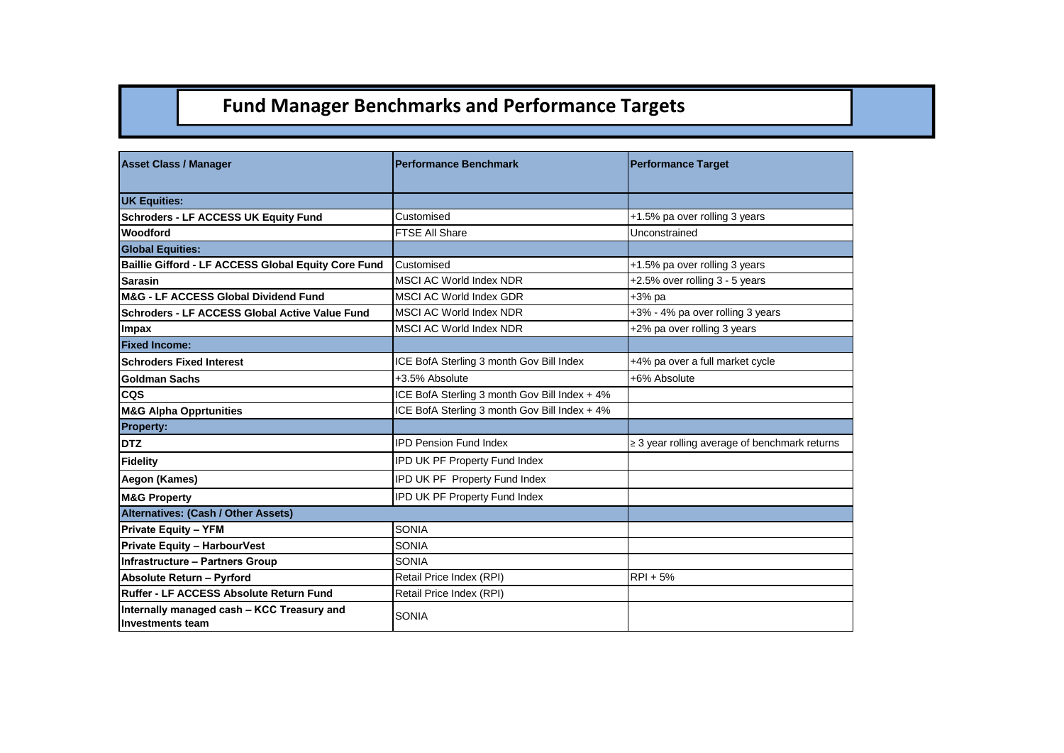# Fund Manager Benchmarks and Performance Targets

| Asset Class / Manager | Performance Benchmark | Performance Target |
|---|---|---|
| **UK Equities:** | | |
| **Schroders - LF ACCESS UK Equity Fund** | Customised | +1.5% pa over rolling 3 years |
| **Woodford** | FTSE All Share | Unconstrained |
| **Global Equities:** | | |
| **Baillie Gifford - LF ACCESS Global Equity Core Fund** | Customised | +1.5% pa over rolling 3 years |
| **Sarasin** | MSCI AC World Index NDR | +2.5% over rolling 3 - 5 years |
| **M&G - LF ACCESS Global Dividend Fund** | MSCI AC World Index GDR | +3% pa |
| **Schroders - LF ACCESS Global Active Value Fund** | MSCI AC World Index NDR | +3% - 4% pa over rolling 3 years |
| **Impax** | MSCI AC World Index NDR | +2% pa over rolling 3 years |
| **Fixed Income:** | | |
| **Schroders Fixed Interest** | ICE BofA Sterling 3 month Gov Bill Index | +4% pa over a full market cycle |
| **Goldman Sachs** | +3.5% Absolute | +6% Absolute |
| **CQS** | ICE BofA Sterling 3 month Gov Bill Index + 4% | |
| **M&G Alpha Opprtunities** | ICE BofA Sterling 3 month Gov Bill Index + 4% | |
| **Property:** | | |
| **DTZ** | IPD Pension Fund Index | ≥ 3 year rolling average of benchmark returns |
| **Fidelity** | IPD UK PF Property Fund Index | |
| **Aegon (Kames)** | IPD UK PF Property Fund Index | |
| **M&G Property** | IPD UK PF Property Fund Index | |
| **Alternatives: (Cash / Other Assets)** | | |
| **Private Equity – YFM** | SONIA | |
| **Private Equity – HarbourVest** | SONIA | |
| **Infrastructure – Partners Group** | SONIA | |
| **Absolute Return – Pyrford** | Retail Price Index (RPI) | RPI + 5% |
| **Ruffer - LF ACCESS Absolute Return Fund** | Retail Price Index (RPI) | |
| **Internally managed cash – KCC Treasury and Investments team** | SONIA | |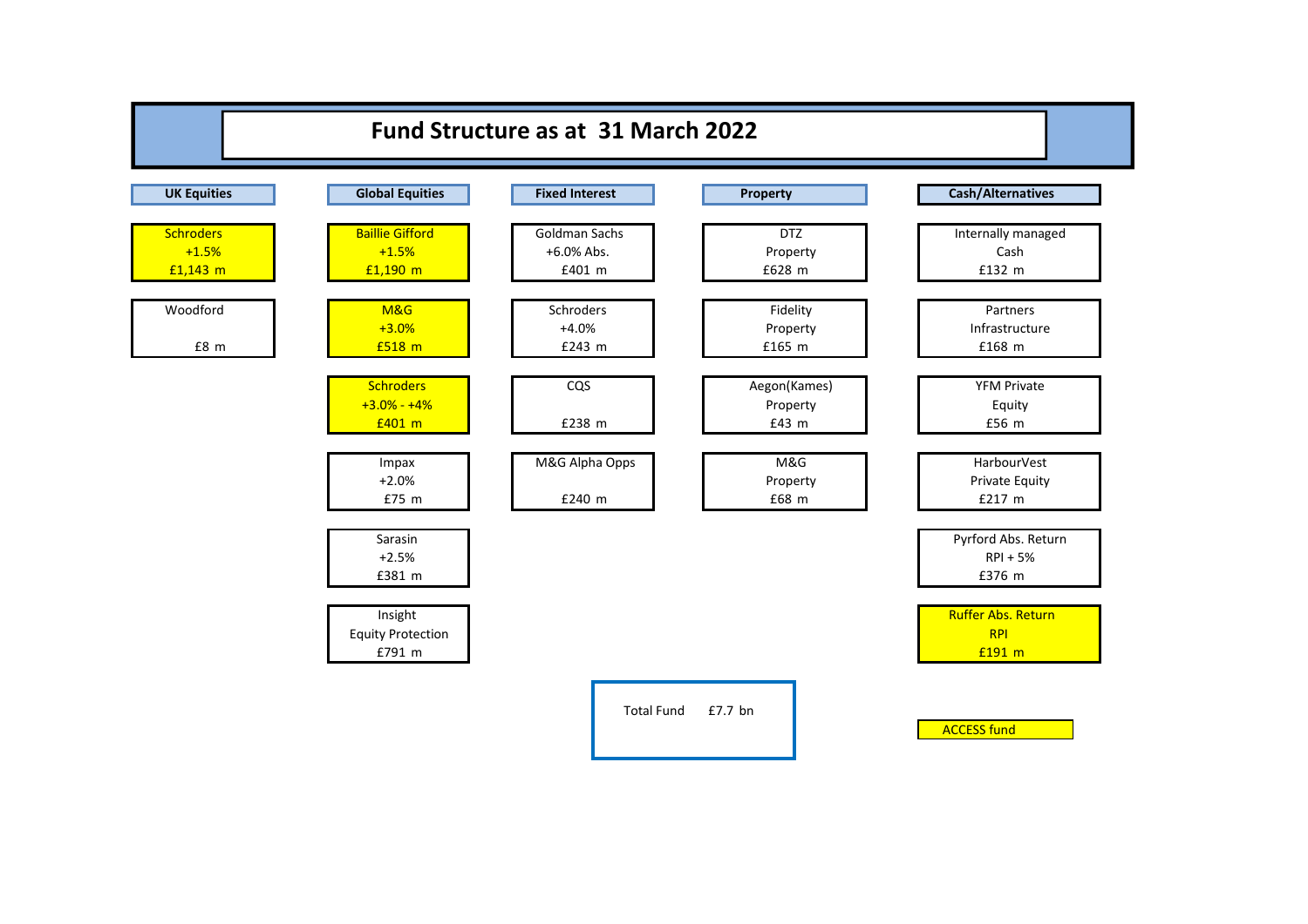# Fund Structure as at 31 March 2022

| UK Equities | Global Equities | Fixed Interest | Property | Cash/Alternatives |
|---|---|---|---|---|
| Schroders +1.5% £1,143 m | Baillie Gifford +1.5% £1,190 m | Goldman Sachs +6.0% Abs. £401 m | DTZ Property £628 m | Internally managed Cash £132 m |
| Woodford £8 m | M&G +3.0% £518 m | Schroders +4.0% £243 m | Fidelity Property £165 m | Partners Infrastructure £168 m |
| | Schroders +3.0% - +4% £401 m | CQS £238 m | Aegon(Kames) Property £43 m | YFM Private Equity £56 m |
| | Impax +2.0% £75 m | M&G Alpha Opps £240 m | M&G Property £68 m | HarbourVest Private Equity £217 m |
| | Sarasin +2.5% £381 m | | | Pyrford Abs. Return RPI + 5% £376 m |
| | Insight Equity Protection £791 m | | | Ruffer Abs. Return RPI £191 m |

Total Fund £7.7 bn

ACCESS fund (highlighted: Schroders UK Equities, Baillie Gifford, M&G Global Equities, Schroders Global Equities, Ruffer Abs. Return)